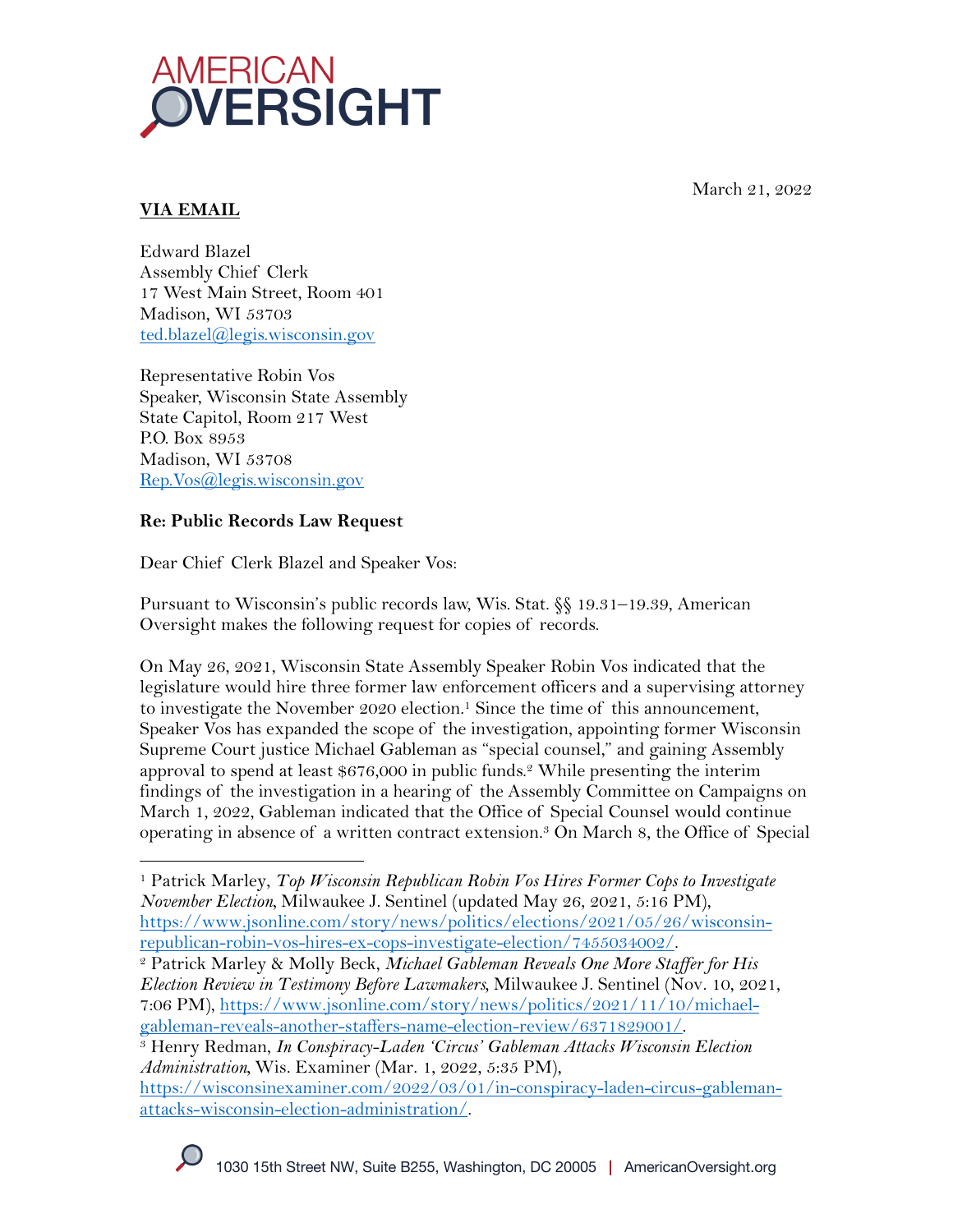# AMERICAN OVERSIGHT

March 21, 2022

**VIA EMAIL**

Edward Blazel
Assembly Chief Clerk
17 West Main Street, Room 401
Madison, WI 53703
ted.blazel@legis.wisconsin.gov

Representative Robin Vos
Speaker, Wisconsin State Assembly
State Capitol, Room 217 West
P.O. Box 8953
Madison, WI 53708
Rep.Vos@legis.wisconsin.gov

**Re: Public Records Law Request**

Dear Chief Clerk Blazel and Speaker Vos:

Pursuant to Wisconsin's public records law, Wis. Stat. §§ 19.31–19.39, American Oversight makes the following request for copies of records.

On May 26, 2021, Wisconsin State Assembly Speaker Robin Vos indicated that the legislature would hire three former law enforcement officers and a supervising attorney to investigate the November 2020 election.[1] Since the time of this announcement, Speaker Vos has expanded the scope of the investigation, appointing former Wisconsin Supreme Court justice Michael Gableman as "special counsel," and gaining Assembly approval to spend at least $676,000 in public funds.[2] While presenting the interim findings of the investigation in a hearing of the Assembly Committee on Campaigns on March 1, 2022, Gableman indicated that the Office of Special Counsel would continue operating in absence of a written contract extension.[3] On March 8, the Office of Special

---

[1] Patrick Marley, *Top Wisconsin Republican Robin Vos Hires Former Cops to Investigate November Election*, Milwaukee J. Sentinel (updated May 26, 2021, 5:16 PM), https://www.jsonline.com/story/news/politics/elections/2021/05/26/wisconsin-republican-robin-vos-hires-ex-cops-investigate-election/7455034002/.

[2] Patrick Marley & Molly Beck, *Michael Gableman Reveals One More Staffer for His Election Review in Testimony Before Lawmakers*, Milwaukee J. Sentinel (Nov. 10, 2021, 7:06 PM), https://www.jsonline.com/story/news/politics/2021/11/10/michael-gableman-reveals-another-staffers-name-election-review/6371829001/.

[3] Henry Redman, *In Conspiracy-Laden 'Circus' Gableman Attacks Wisconsin Election Administration*, Wis. Examiner (Mar. 1, 2022, 5:35 PM), https://wisconsinexaminer.com/2022/03/01/in-conspiracy-laden-circus-gableman-attacks-wisconsin-election-administration/.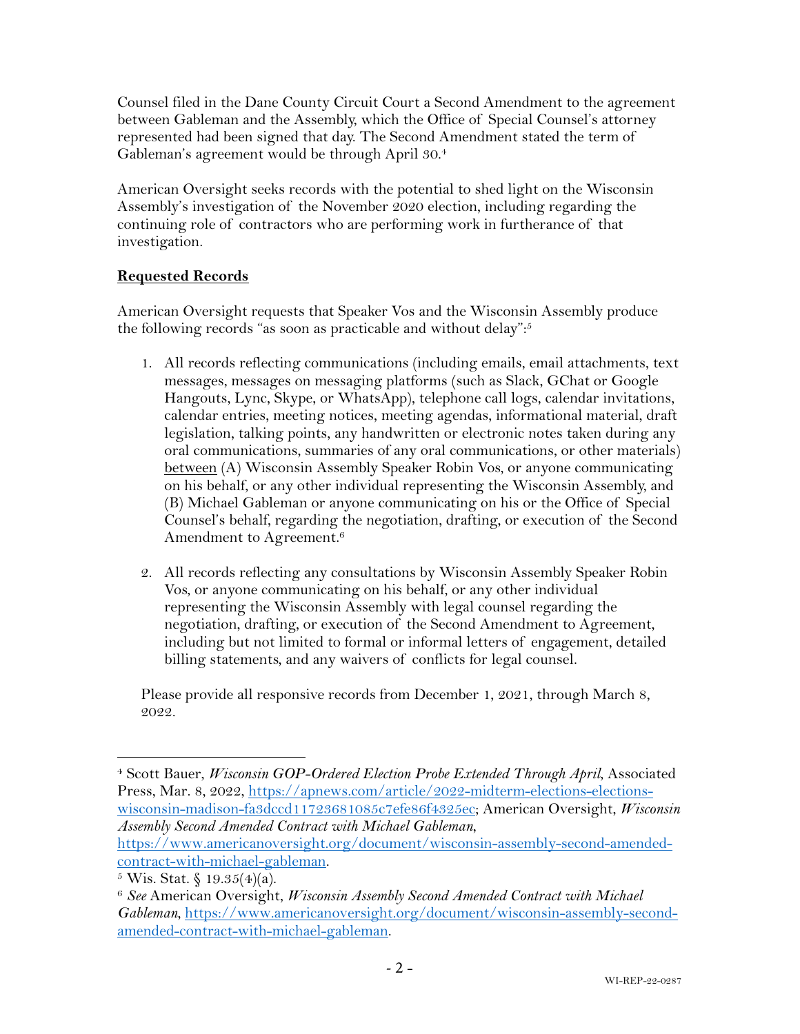Counsel filed in the Dane County Circuit Court a Second Amendment to the agreement between Gableman and the Assembly, which the Office of Special Counsel's attorney represented had been signed that day. The Second Amendment stated the term of Gableman's agreement would be through April 30.[4]

American Oversight seeks records with the potential to shed light on the Wisconsin Assembly's investigation of the November 2020 election, including regarding the continuing role of contractors who are performing work in furtherance of that investigation.

**Requested Records**

American Oversight requests that Speaker Vos and the Wisconsin Assembly produce the following records "as soon as practicable and without delay":[5]

1. All records reflecting communications (including emails, email attachments, text messages, messages on messaging platforms (such as Slack, GChat or Google Hangouts, Lync, Skype, or WhatsApp), telephone call logs, calendar invitations, calendar entries, meeting notices, meeting agendas, informational material, draft legislation, talking points, any handwritten or electronic notes taken during any oral communications, summaries of any oral communications, or other materials) between (A) Wisconsin Assembly Speaker Robin Vos, or anyone communicating on his behalf, or any other individual representing the Wisconsin Assembly, and (B) Michael Gableman or anyone communicating on his or the Office of Special Counsel's behalf, regarding the negotiation, drafting, or execution of the Second Amendment to Agreement.[6]

2. All records reflecting any consultations by Wisconsin Assembly Speaker Robin Vos, or anyone communicating on his behalf, or any other individual representing the Wisconsin Assembly with legal counsel regarding the negotiation, drafting, or execution of the Second Amendment to Agreement, including but not limited to formal or informal letters of engagement, detailed billing statements, and any waivers of conflicts for legal counsel.

Please provide all responsive records from December 1, 2021, through March 8, 2022.

---

[4] Scott Bauer, *Wisconsin GOP-Ordered Election Probe Extended Through April*, Associated Press, Mar. 8, 2022, https://apnews.com/article/2022-midterm-elections-elections-wisconsin-madison-fa3dccd11723681085c7efe86f4325ec; American Oversight, *Wisconsin Assembly Second Amended Contract with Michael Gableman*, https://www.americanoversight.org/document/wisconsin-assembly-second-amended-contract-with-michael-gableman.

[5] Wis. Stat. § 19.35(4)(a).

[6] *See* American Oversight, *Wisconsin Assembly Second Amended Contract with Michael Gableman*, https://www.americanoversight.org/document/wisconsin-assembly-second-amended-contract-with-michael-gableman.

WI-REP-22-0287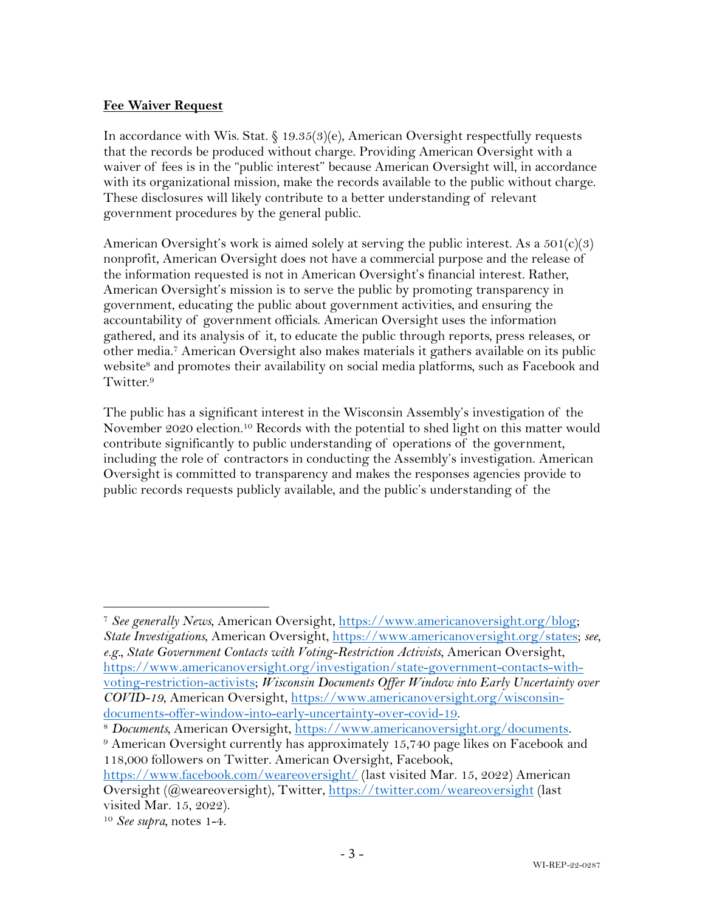**Fee Waiver Request**

In accordance with Wis. Stat. § 19.35(3)(e), American Oversight respectfully requests that the records be produced without charge. Providing American Oversight with a waiver of fees is in the "public interest" because American Oversight will, in accordance with its organizational mission, make the records available to the public without charge. These disclosures will likely contribute to a better understanding of relevant government procedures by the general public.

American Oversight's work is aimed solely at serving the public interest. As a 501(c)(3) nonprofit, American Oversight does not have a commercial purpose and the release of the information requested is not in American Oversight's financial interest. Rather, American Oversight's mission is to serve the public by promoting transparency in government, educating the public about government activities, and ensuring the accountability of government officials. American Oversight uses the information gathered, and its analysis of it, to educate the public through reports, press releases, or other media.[7] American Oversight also makes materials it gathers available on its public website[8] and promotes their availability on social media platforms, such as Facebook and Twitter.[9]

The public has a significant interest in the Wisconsin Assembly's investigation of the November 2020 election.[10] Records with the potential to shed light on this matter would contribute significantly to public understanding of operations of the government, including the role of contractors in conducting the Assembly's investigation. American Oversight is committed to transparency and makes the responses agencies provide to public records requests publicly available, and the public's understanding of the

---

[7] *See generally News*, American Oversight, https://www.americanoversight.org/blog; *State Investigations*, American Oversight, https://www.americanoversight.org/states; *see, e.g.*, *State Government Contacts with Voting-Restriction Activists*, American Oversight, https://www.americanoversight.org/investigation/state-government-contacts-with-voting-restriction-activists; *Wisconsin Documents Offer Window into Early Uncertainty over COVID-19*, American Oversight, https://www.americanoversight.org/wisconsin-documents-offer-window-into-early-uncertainty-over-covid-19.

[8] *Documents*, American Oversight, https://www.americanoversight.org/documents.

[9] American Oversight currently has approximately 15,740 page likes on Facebook and 118,000 followers on Twitter. American Oversight, Facebook, https://www.facebook.com/weareoversight/ (last visited Mar. 15, 2022) American Oversight (@weareoversight), Twitter, https://twitter.com/weareoversight (last visited Mar. 15, 2022).

[10] *See supra*, notes 1-4.

WI-REP-22-0287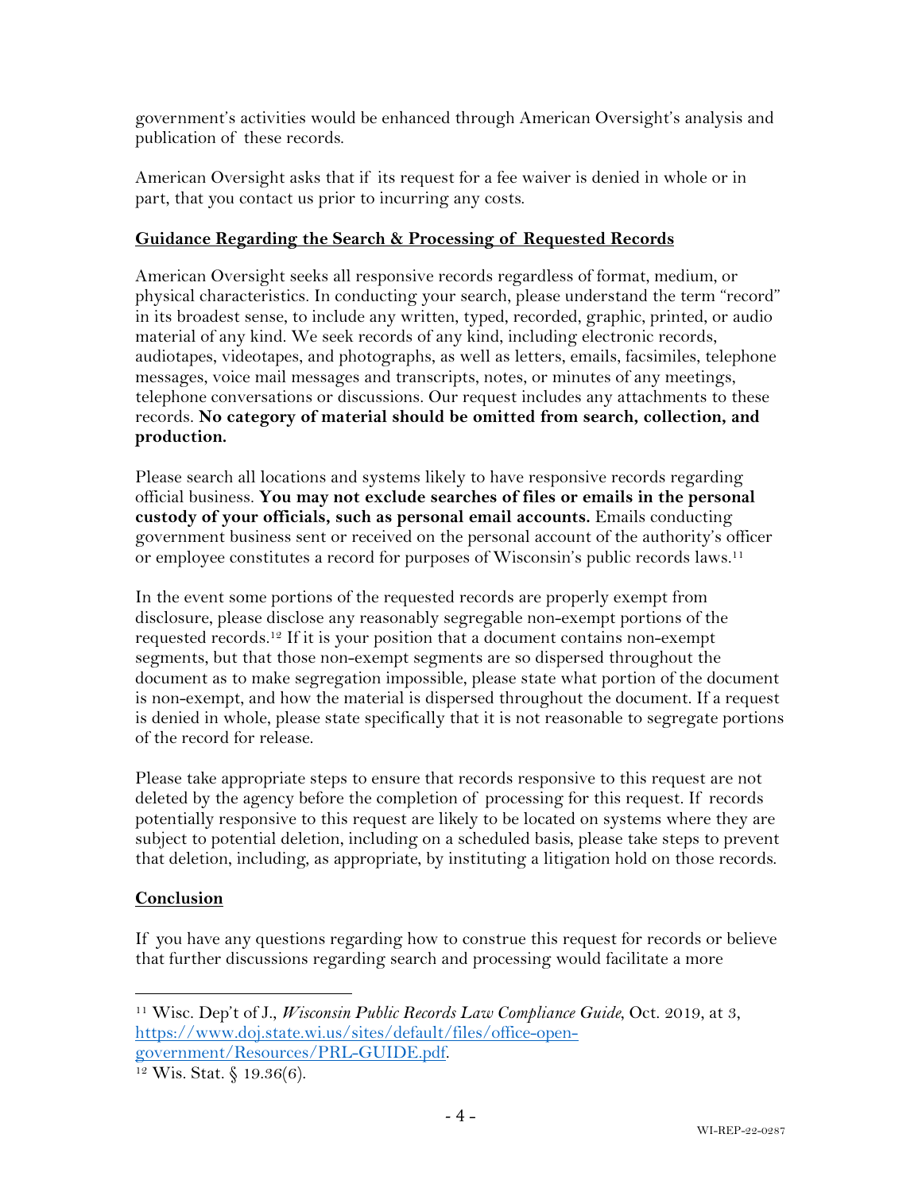government's activities would be enhanced through American Oversight's analysis and publication of these records.

American Oversight asks that if its request for a fee waiver is denied in whole or in part, that you contact us prior to incurring any costs.

## Guidance Regarding the Search & Processing of Requested Records

American Oversight seeks all responsive records regardless of format, medium, or physical characteristics. In conducting your search, please understand the term "record" in its broadest sense, to include any written, typed, recorded, graphic, printed, or audio material of any kind. We seek records of any kind, including electronic records, audiotapes, videotapes, and photographs, as well as letters, emails, facsimiles, telephone messages, voice mail messages and transcripts, notes, or minutes of any meetings, telephone conversations or discussions. Our request includes any attachments to these records. **No category of material should be omitted from search, collection, and production.**

Please search all locations and systems likely to have responsive records regarding official business. **You may not exclude searches of files or emails in the personal custody of your officials, such as personal email accounts.** Emails conducting government business sent or received on the personal account of the authority's officer or employee constitutes a record for purposes of Wisconsin's public records laws.[11]

In the event some portions of the requested records are properly exempt from disclosure, please disclose any reasonably segregable non-exempt portions of the requested records.[12] If it is your position that a document contains non-exempt segments, but that those non-exempt segments are so dispersed throughout the document as to make segregation impossible, please state what portion of the document is non-exempt, and how the material is dispersed throughout the document. If a request is denied in whole, please state specifically that it is not reasonable to segregate portions of the record for release.

Please take appropriate steps to ensure that records responsive to this request are not deleted by the agency before the completion of processing for this request. If records potentially responsive to this request are likely to be located on systems where they are subject to potential deletion, including on a scheduled basis, please take steps to prevent that deletion, including, as appropriate, by instituting a litigation hold on those records.

## Conclusion

If you have any questions regarding how to construe this request for records or believe that further discussions regarding search and processing would facilitate a more

---

[11] Wisc. Dep't of J., *Wisconsin Public Records Law Compliance Guide*, Oct. 2019, at 3, https://www.doj.state.wi.us/sites/default/files/office-open-government/Resources/PRL-GUIDE.pdf.

[12] Wis. Stat. § 19.36(6).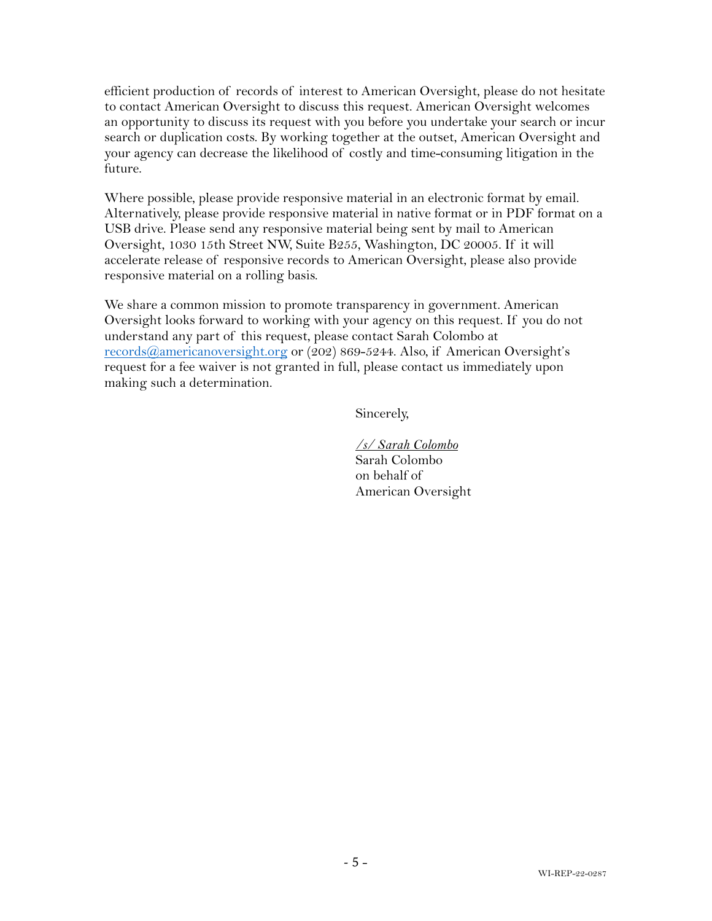efficient production of records of interest to American Oversight, please do not hesitate to contact American Oversight to discuss this request. American Oversight welcomes an opportunity to discuss its request with you before you undertake your search or incur search or duplication costs. By working together at the outset, American Oversight and your agency can decrease the likelihood of costly and time-consuming litigation in the future.

Where possible, please provide responsive material in an electronic format by email. Alternatively, please provide responsive material in native format or in PDF format on a USB drive. Please send any responsive material being sent by mail to American Oversight, 1030 15th Street NW, Suite B255, Washington, DC 20005. If it will accelerate release of responsive records to American Oversight, please also provide responsive material on a rolling basis.

We share a common mission to promote transparency in government. American Oversight looks forward to working with your agency on this request. If you do not understand any part of this request, please contact Sarah Colombo at records@americanoversight.org or (202) 869-5244. Also, if American Oversight's request for a fee waiver is not granted in full, please contact us immediately upon making such a determination.

Sincerely,

*/s/ Sarah Colombo*
Sarah Colombo
on behalf of
American Oversight

WI-REP-22-0287